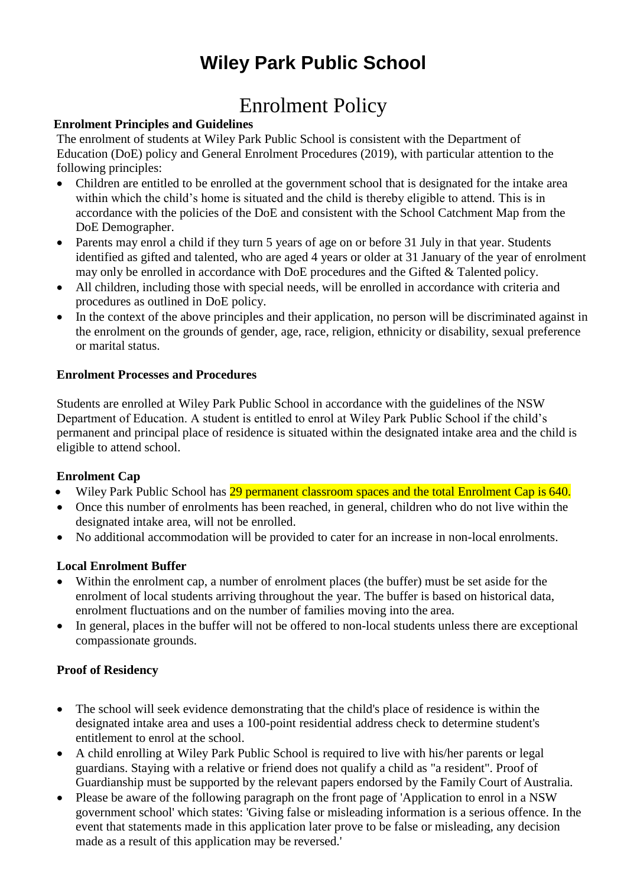# Wiley Park Public School

## Enrolment Policy

**Enrolment Principles and Guidelines**

The enrolment of students at Wiley Park Public School is consistent with the Department of Education (DoE) policy and General Enrolment Procedures (2019), with particular attention to the following principles:

- Children are entitled to be enrolled at the government school that is designated for the intake area within which the child's home is situated and the child is thereby eligible to attend. This is in accordance with the policies of the DoE and consistent with the School Catchment Map from the DoE Demographer.
- Parents may enrol a child if they turn 5 years of age on or before 31 July in that year. Students identified as gifted and talented, who are aged 4 years or older at 31 January of the year of enrolment may only be enrolled in accordance with DoE procedures and the Gifted & Talented policy.
- All children, including those with special needs, will be enrolled in accordance with criteria and procedures as outlined in DoE policy.
- In the context of the above principles and their application, no person will be discriminated against in the enrolment on the grounds of gender, age, race, religion, ethnicity or disability, sexual preference or marital status.

**Enrolment Processes and Procedures**

Students are enrolled at Wiley Park Public School in accordance with the guidelines of the NSW Department of Education. A student is entitled to enrol at Wiley Park Public School if the child's permanent and principal place of residence is situated within the designated intake area and the child is eligible to attend school.

**Enrolment Cap**

- Wiley Park Public School has 29 permanent classroom spaces and the total Enrolment Cap is 640.
- Once this number of enrolments has been reached, in general, children who do not live within the designated intake area, will not be enrolled.
- No additional accommodation will be provided to cater for an increase in non-local enrolments.

**Local Enrolment Buffer**

- Within the enrolment cap, a number of enrolment places (the buffer) must be set aside for the enrolment of local students arriving throughout the year. The buffer is based on historical data, enrolment fluctuations and on the number of families moving into the area.
- In general, places in the buffer will not be offered to non-local students unless there are exceptional compassionate grounds.

**Proof of Residency**

- The school will seek evidence demonstrating that the child's place of residence is within the designated intake area and uses a 100-point residential address check to determine student's entitlement to enrol at the school.
- A child enrolling at Wiley Park Public School is required to live with his/her parents or legal guardians. Staying with a relative or friend does not qualify a child as "a resident". Proof of Guardianship must be supported by the relevant papers endorsed by the Family Court of Australia.
- Please be aware of the following paragraph on the front page of 'Application to enrol in a NSW government school' which states: 'Giving false or misleading information is a serious offence. In the event that statements made in this application later prove to be false or misleading, any decision made as a result of this application may be reversed.'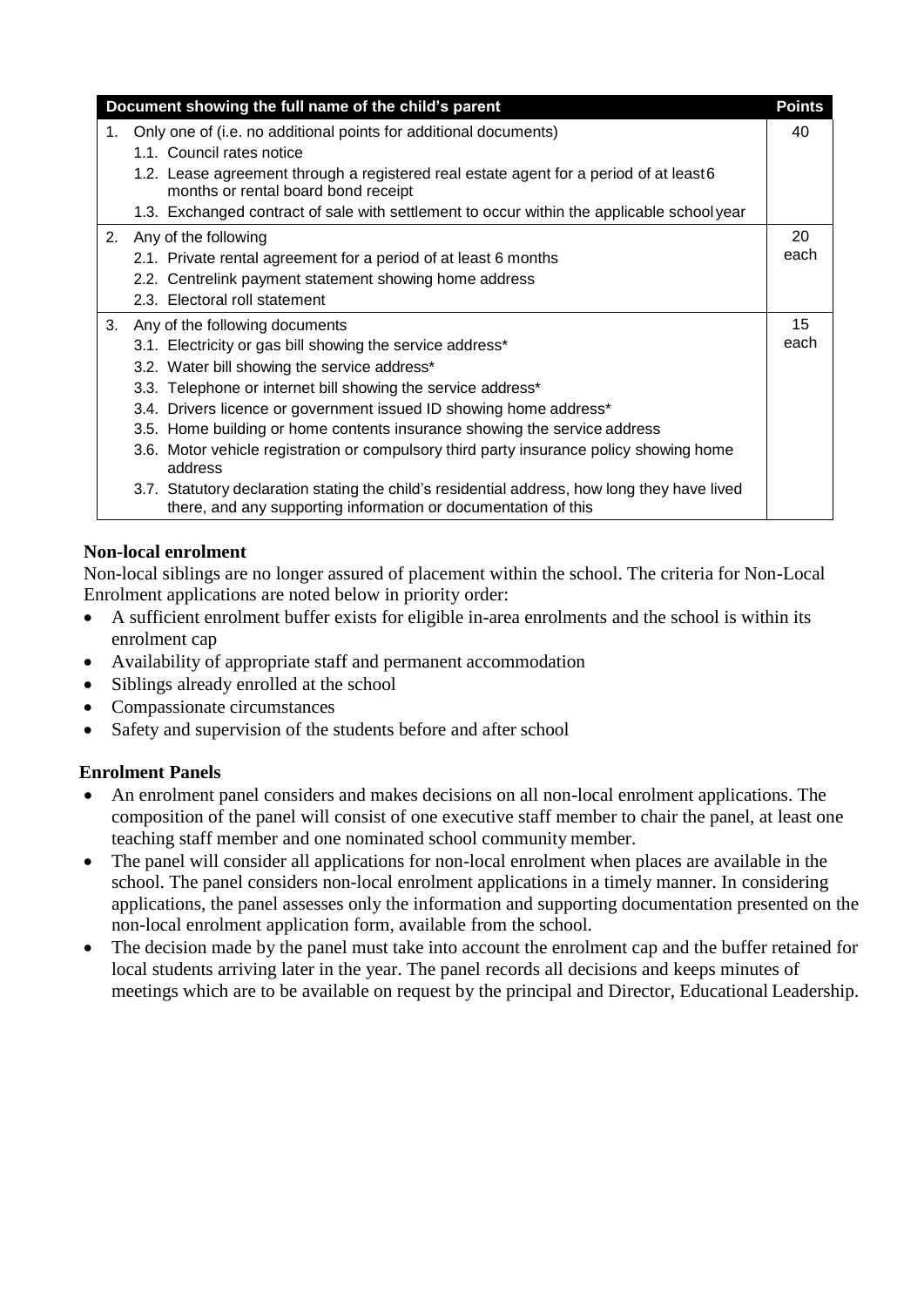| Document showing the full name of the child's parent | Points |
|---|---|
| 1. Only one of (i.e. no additional points for additional documents)<br>1.1. Council rates notice<br>1.2. Lease agreement through a registered real estate agent for a period of at least 6 months or rental board bond receipt<br>1.3. Exchanged contract of sale with settlement to occur within the applicable school year | 40 |
| 2. Any of the following<br>2.1. Private rental agreement for a period of at least 6 months<br>2.2. Centrelink payment statement showing home address<br>2.3. Electoral roll statement | 20 each |
| 3. Any of the following documents<br>3.1. Electricity or gas bill showing the service address*<br>3.2. Water bill showing the service address*<br>3.3. Telephone or internet bill showing the service address*<br>3.4. Drivers licence or government issued ID showing home address*<br>3.5. Home building or home contents insurance showing the service address<br>3.6. Motor vehicle registration or compulsory third party insurance policy showing home address<br>3.7. Statutory declaration stating the child's residential address, how long they have lived there, and any supporting information or documentation of this | 15 each |

**Non-local enrolment**

Non-local siblings are no longer assured of placement within the school. The criteria for Non-Local Enrolment applications are noted below in priority order:

- A sufficient enrolment buffer exists for eligible in-area enrolments and the school is within its enrolment cap
- Availability of appropriate staff and permanent accommodation
- Siblings already enrolled at the school
- Compassionate circumstances
- Safety and supervision of the students before and after school

**Enrolment Panels**

- An enrolment panel considers and makes decisions on all non-local enrolment applications. The composition of the panel will consist of one executive staff member to chair the panel, at least one teaching staff member and one nominated school community member.
- The panel will consider all applications for non-local enrolment when places are available in the school. The panel considers non-local enrolment applications in a timely manner. In considering applications, the panel assesses only the information and supporting documentation presented on the non-local enrolment application form, available from the school.
- The decision made by the panel must take into account the enrolment cap and the buffer retained for local students arriving later in the year. The panel records all decisions and keeps minutes of meetings which are to be available on request by the principal and Director, Educational Leadership.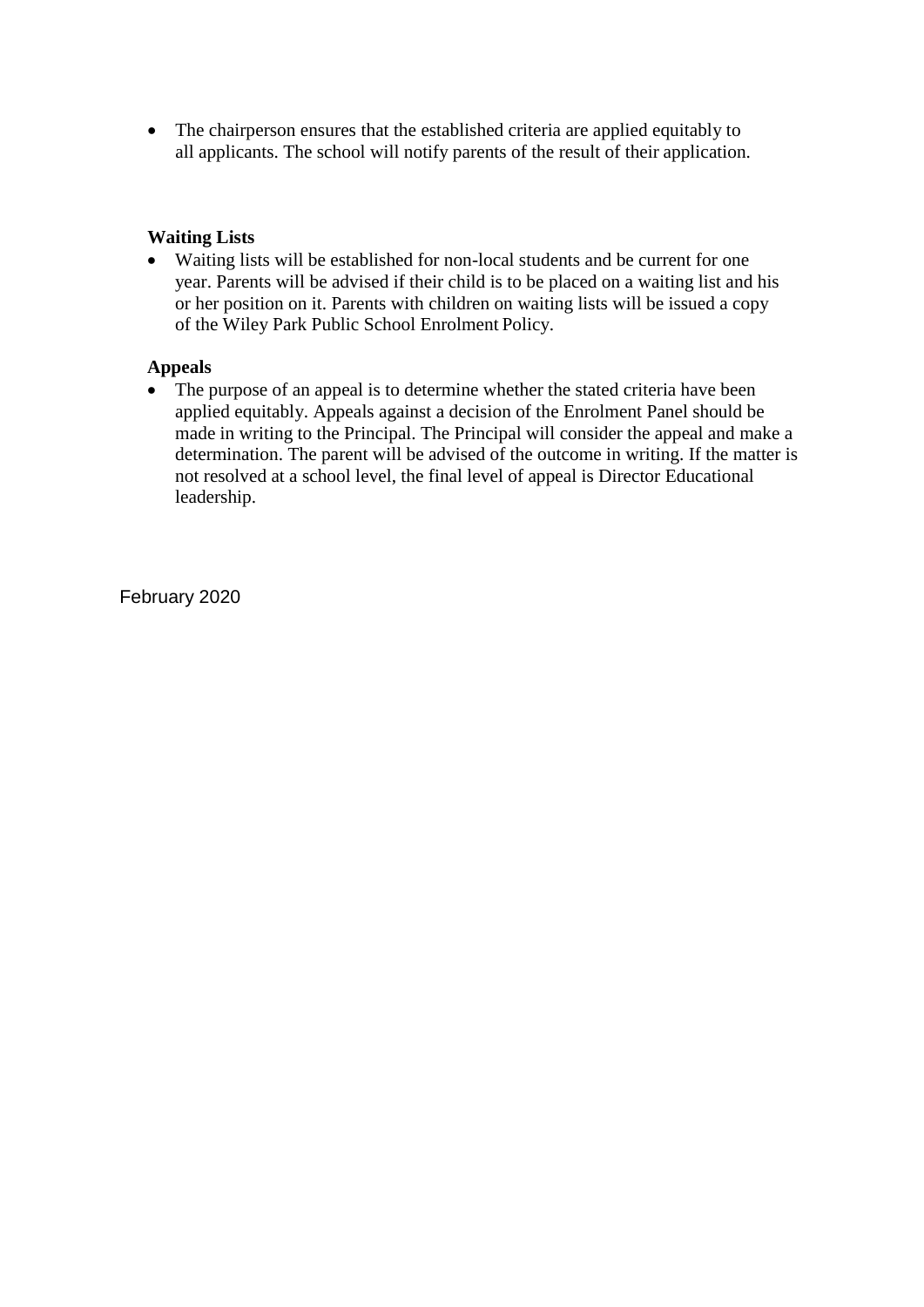- The chairperson ensures that the established criteria are applied equitably to all applicants. The school will notify parents of the result of their application.

**Waiting Lists**

- Waiting lists will be established for non-local students and be current for one year. Parents will be advised if their child is to be placed on a waiting list and his or her position on it. Parents with children on waiting lists will be issued a copy of the Wiley Park Public School Enrolment Policy.

**Appeals**

- The purpose of an appeal is to determine whether the stated criteria have been applied equitably. Appeals against a decision of the Enrolment Panel should be made in writing to the Principal. The Principal will consider the appeal and make a determination. The parent will be advised of the outcome in writing. If the matter is not resolved at a school level, the final level of appeal is Director Educational leadership.

February 2020